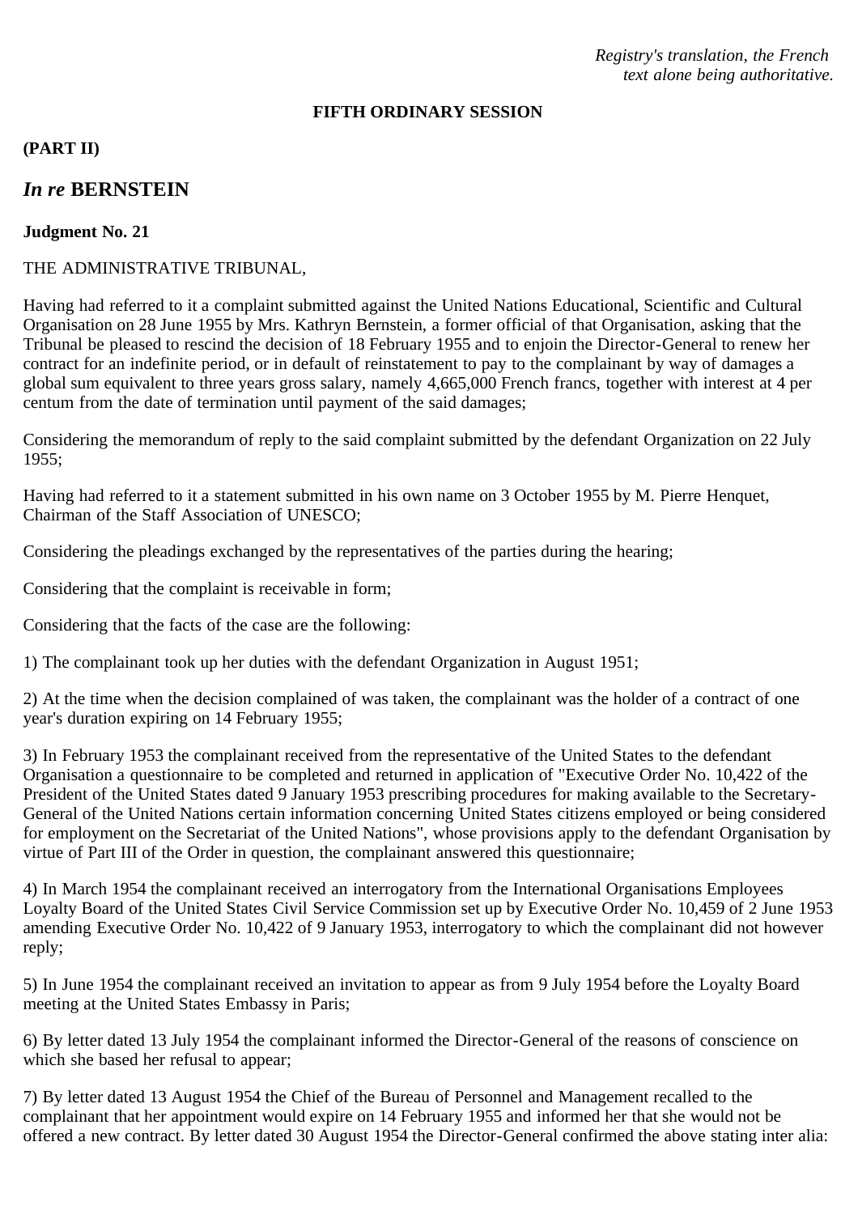*Registry's translation, the French text alone being authoritative.*

**FIFTH ORDINARY SESSION**

**(PART II)**

## *In re* BERNSTEIN

**Judgment No. 21**

THE ADMINISTRATIVE TRIBUNAL,

Having had referred to it a complaint submitted against the United Nations Educational, Scientific and Cultural Organisation on 28 June 1955 by Mrs. Kathryn Bernstein, a former official of that Organisation, asking that the Tribunal be pleased to rescind the decision of 18 February 1955 and to enjoin the Director-General to renew her contract for an indefinite period, or in default of reinstatement to pay to the complainant by way of damages a global sum equivalent to three years gross salary, namely 4,665,000 French francs, together with interest at 4 per centum from the date of termination until payment of the said damages;

Considering the memorandum of reply to the said complaint submitted by the defendant Organization on 22 July 1955;

Having had referred to it a statement submitted in his own name on 3 October 1955 by M. Pierre Henquet, Chairman of the Staff Association of UNESCO;

Considering the pleadings exchanged by the representatives of the parties during the hearing;

Considering that the complaint is receivable in form;

Considering that the facts of the case are the following:

1) The complainant took up her duties with the defendant Organization in August 1951;

2) At the time when the decision complained of was taken, the complainant was the holder of a contract of one year's duration expiring on 14 February 1955;

3) In February 1953 the complainant received from the representative of the United States to the defendant Organisation a questionnaire to be completed and returned in application of "Executive Order No. 10,422 of the President of the United States dated 9 January 1953 prescribing procedures for making available to the Secretary-General of the United Nations certain information concerning United States citizens employed or being considered for employment on the Secretariat of the United Nations", whose provisions apply to the defendant Organisation by virtue of Part III of the Order in question, the complainant answered this questionnaire;

4) In March 1954 the complainant received an interrogatory from the International Organisations Employees Loyalty Board of the United States Civil Service Commission set up by Executive Order No. 10,459 of 2 June 1953 amending Executive Order No. 10,422 of 9 January 1953, interrogatory to which the complainant did not however reply;

5) In June 1954 the complainant received an invitation to appear as from 9 July 1954 before the Loyalty Board meeting at the United States Embassy in Paris;

6) By letter dated 13 July 1954 the complainant informed the Director-General of the reasons of conscience on which she based her refusal to appear;

7) By letter dated 13 August 1954 the Chief of the Bureau of Personnel and Management recalled to the complainant that her appointment would expire on 14 February 1955 and informed her that she would not be offered a new contract. By letter dated 30 August 1954 the Director-General confirmed the above stating inter alia: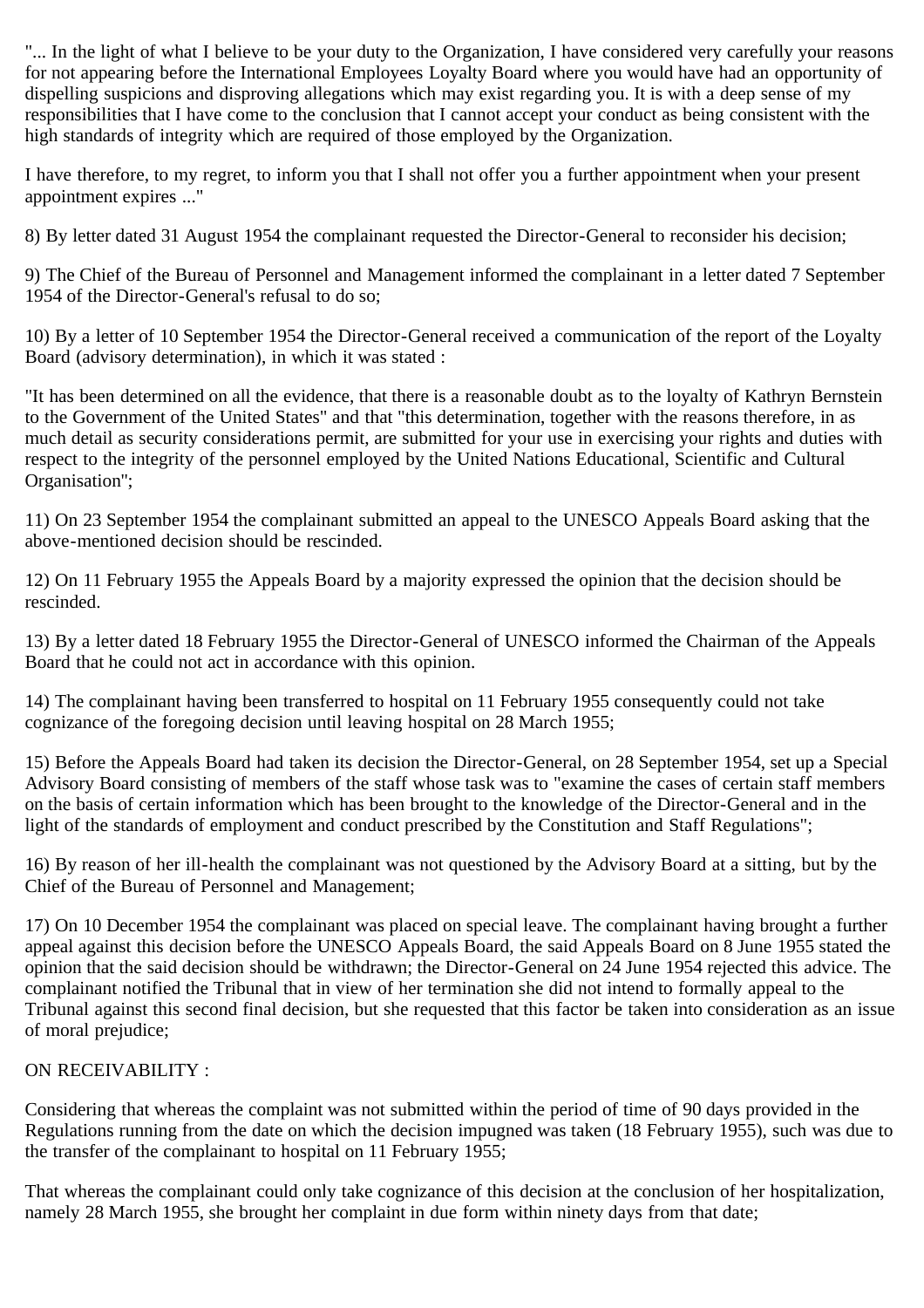"... In the light of what I believe to be your duty to the Organization, I have considered very carefully your reasons for not appearing before the International Employees Loyalty Board where you would have had an opportunity of dispelling suspicions and disproving allegations which may exist regarding you. It is with a deep sense of my responsibilities that I have come to the conclusion that I cannot accept your conduct as being consistent with the high standards of integrity which are required of those employed by the Organization.

I have therefore, to my regret, to inform you that I shall not offer you a further appointment when your present appointment expires ..."

8) By letter dated 31 August 1954 the complainant requested the Director-General to reconsider his decision;

9) The Chief of the Bureau of Personnel and Management informed the complainant in a letter dated 7 September 1954 of the Director-General's refusal to do so;

10) By a letter of 10 September 1954 the Director-General received a communication of the report of the Loyalty Board (advisory determination), in which it was stated :

"It has been determined on all the evidence, that there is a reasonable doubt as to the loyalty of Kathryn Bernstein to the Government of the United States" and that "this determination, together with the reasons therefore, in as much detail as security considerations permit, are submitted for your use in exercising your rights and duties with respect to the integrity of the personnel employed by the United Nations Educational, Scientific and Cultural Organisation";

11) On 23 September 1954 the complainant submitted an appeal to the UNESCO Appeals Board asking that the above-mentioned decision should be rescinded.

12) On 11 February 1955 the Appeals Board by a majority expressed the opinion that the decision should be rescinded.

13) By a letter dated 18 February 1955 the Director-General of UNESCO informed the Chairman of the Appeals Board that he could not act in accordance with this opinion.

14) The complainant having been transferred to hospital on 11 February 1955 consequently could not take cognizance of the foregoing decision until leaving hospital on 28 March 1955;

15) Before the Appeals Board had taken its decision the Director-General, on 28 September 1954, set up a Special Advisory Board consisting of members of the staff whose task was to "examine the cases of certain staff members on the basis of certain information which has been brought to the knowledge of the Director-General and in the light of the standards of employment and conduct prescribed by the Constitution and Staff Regulations";

16) By reason of her ill-health the complainant was not questioned by the Advisory Board at a sitting, but by the Chief of the Bureau of Personnel and Management;

17) On 10 December 1954 the complainant was placed on special leave. The complainant having brought a further appeal against this decision before the UNESCO Appeals Board, the said Appeals Board on 8 June 1955 stated the opinion that the said decision should be withdrawn; the Director-General on 24 June 1954 rejected this advice. The complainant notified the Tribunal that in view of her termination she did not intend to formally appeal to the Tribunal against this second final decision, but she requested that this factor be taken into consideration as an issue of moral prejudice;

ON RECEIVABILITY :

Considering that whereas the complaint was not submitted within the period of time of 90 days provided in the Regulations running from the date on which the decision impugned was taken (18 February 1955), such was due to the transfer of the complainant to hospital on 11 February 1955;

That whereas the complainant could only take cognizance of this decision at the conclusion of her hospitalization, namely 28 March 1955, she brought her complaint in due form within ninety days from that date;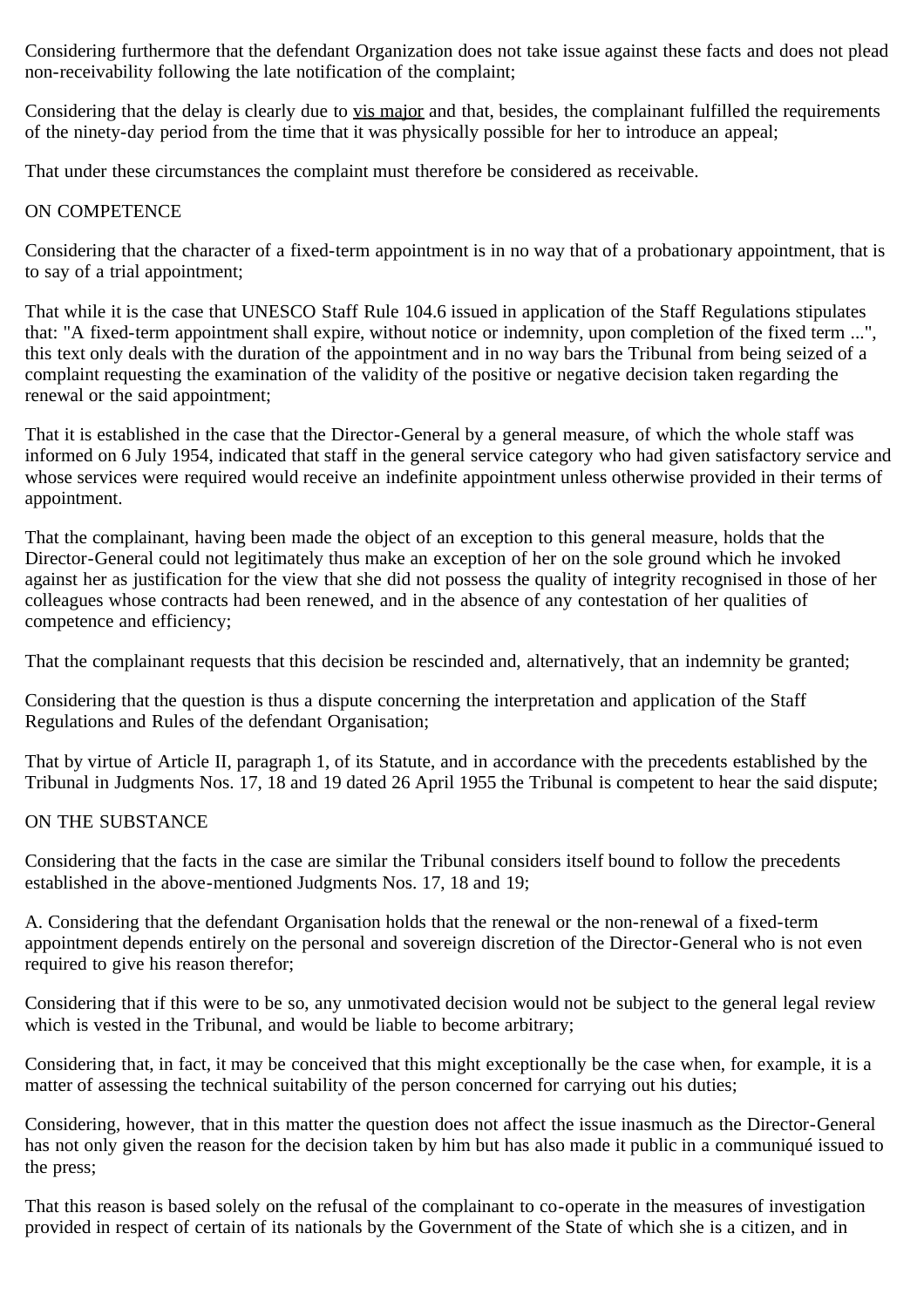Considering furthermore that the defendant Organization does not take issue against these facts and does not plead non-receivability following the late notification of the complaint;

Considering that the delay is clearly due to vis major and that, besides, the complainant fulfilled the requirements of the ninety-day period from the time that it was physically possible for her to introduce an appeal;

That under these circumstances the complaint must therefore be considered as receivable.

ON COMPETENCE

Considering that the character of a fixed-term appointment is in no way that of a probationary appointment, that is to say of a trial appointment;

That while it is the case that UNESCO Staff Rule 104.6 issued in application of the Staff Regulations stipulates that: "A fixed-term appointment shall expire, without notice or indemnity, upon completion of the fixed term ...", this text only deals with the duration of the appointment and in no way bars the Tribunal from being seized of a complaint requesting the examination of the validity of the positive or negative decision taken regarding the renewal or the said appointment;

That it is established in the case that the Director-General by a general measure, of which the whole staff was informed on 6 July 1954, indicated that staff in the general service category who had given satisfactory service and whose services were required would receive an indefinite appointment unless otherwise provided in their terms of appointment.

That the complainant, having been made the object of an exception to this general measure, holds that the Director-General could not legitimately thus make an exception of her on the sole ground which he invoked against her as justification for the view that she did not possess the quality of integrity recognised in those of her colleagues whose contracts had been renewed, and in the absence of any contestation of her qualities of competence and efficiency;

That the complainant requests that this decision be rescinded and, alternatively, that an indemnity be granted;

Considering that the question is thus a dispute concerning the interpretation and application of the Staff Regulations and Rules of the defendant Organisation;

That by virtue of Article II, paragraph 1, of its Statute, and in accordance with the precedents established by the Tribunal in Judgments Nos. 17, 18 and 19 dated 26 April 1955 the Tribunal is competent to hear the said dispute;

ON THE SUBSTANCE

Considering that the facts in the case are similar the Tribunal considers itself bound to follow the precedents established in the above-mentioned Judgments Nos. 17, 18 and 19;

A. Considering that the defendant Organisation holds that the renewal or the non-renewal of a fixed-term appointment depends entirely on the personal and sovereign discretion of the Director-General who is not even required to give his reason therefor;

Considering that if this were to be so, any unmotivated decision would not be subject to the general legal review which is vested in the Tribunal, and would be liable to become arbitrary;

Considering that, in fact, it may be conceived that this might exceptionally be the case when, for example, it is a matter of assessing the technical suitability of the person concerned for carrying out his duties;

Considering, however, that in this matter the question does not affect the issue inasmuch as the Director-General has not only given the reason for the decision taken by him but has also made it public in a communiqué issued to the press;

That this reason is based solely on the refusal of the complainant to co-operate in the measures of investigation provided in respect of certain of its nationals by the Government of the State of which she is a citizen, and in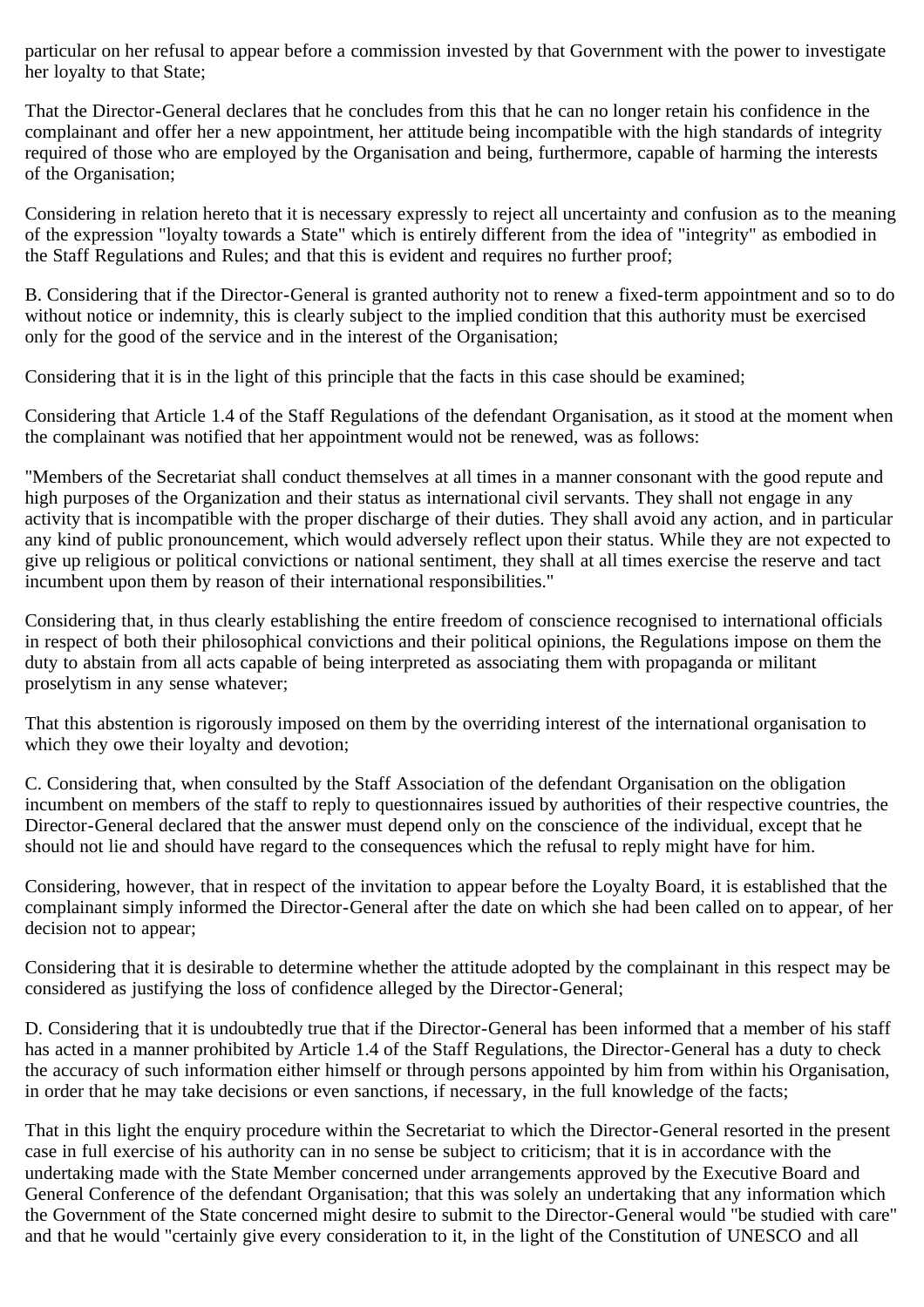particular on her refusal to appear before a commission invested by that Government with the power to investigate her loyalty to that State;

That the Director-General declares that he concludes from this that he can no longer retain his confidence in the complainant and offer her a new appointment, her attitude being incompatible with the high standards of integrity required of those who are employed by the Organisation and being, furthermore, capable of harming the interests of the Organisation;

Considering in relation hereto that it is necessary expressly to reject all uncertainty and confusion as to the meaning of the expression "loyalty towards a State" which is entirely different from the idea of "integrity" as embodied in the Staff Regulations and Rules; and that this is evident and requires no further proof;

B. Considering that if the Director-General is granted authority not to renew a fixed-term appointment and so to do without notice or indemnity, this is clearly subject to the implied condition that this authority must be exercised only for the good of the service and in the interest of the Organisation;

Considering that it is in the light of this principle that the facts in this case should be examined;

Considering that Article 1.4 of the Staff Regulations of the defendant Organisation, as it stood at the moment when the complainant was notified that her appointment would not be renewed, was as follows:

"Members of the Secretariat shall conduct themselves at all times in a manner consonant with the good repute and high purposes of the Organization and their status as international civil servants. They shall not engage in any activity that is incompatible with the proper discharge of their duties. They shall avoid any action, and in particular any kind of public pronouncement, which would adversely reflect upon their status. While they are not expected to give up religious or political convictions or national sentiment, they shall at all times exercise the reserve and tact incumbent upon them by reason of their international responsibilities."

Considering that, in thus clearly establishing the entire freedom of conscience recognised to international officials in respect of both their philosophical convictions and their political opinions, the Regulations impose on them the duty to abstain from all acts capable of being interpreted as associating them with propaganda or militant proselytism in any sense whatever;

That this abstention is rigorously imposed on them by the overriding interest of the international organisation to which they owe their loyalty and devotion;

C. Considering that, when consulted by the Staff Association of the defendant Organisation on the obligation incumbent on members of the staff to reply to questionnaires issued by authorities of their respective countries, the Director-General declared that the answer must depend only on the conscience of the individual, except that he should not lie and should have regard to the consequences which the refusal to reply might have for him.

Considering, however, that in respect of the invitation to appear before the Loyalty Board, it is established that the complainant simply informed the Director-General after the date on which she had been called on to appear, of her decision not to appear;

Considering that it is desirable to determine whether the attitude adopted by the complainant in this respect may be considered as justifying the loss of confidence alleged by the Director-General;

D. Considering that it is undoubtedly true that if the Director-General has been informed that a member of his staff has acted in a manner prohibited by Article 1.4 of the Staff Regulations, the Director-General has a duty to check the accuracy of such information either himself or through persons appointed by him from within his Organisation, in order that he may take decisions or even sanctions, if necessary, in the full knowledge of the facts;

That in this light the enquiry procedure within the Secretariat to which the Director-General resorted in the present case in full exercise of his authority can in no sense be subject to criticism; that it is in accordance with the undertaking made with the State Member concerned under arrangements approved by the Executive Board and General Conference of the defendant Organisation; that this was solely an undertaking that any information which the Government of the State concerned might desire to submit to the Director-General would "be studied with care" and that he would "certainly give every consideration to it, in the light of the Constitution of UNESCO and all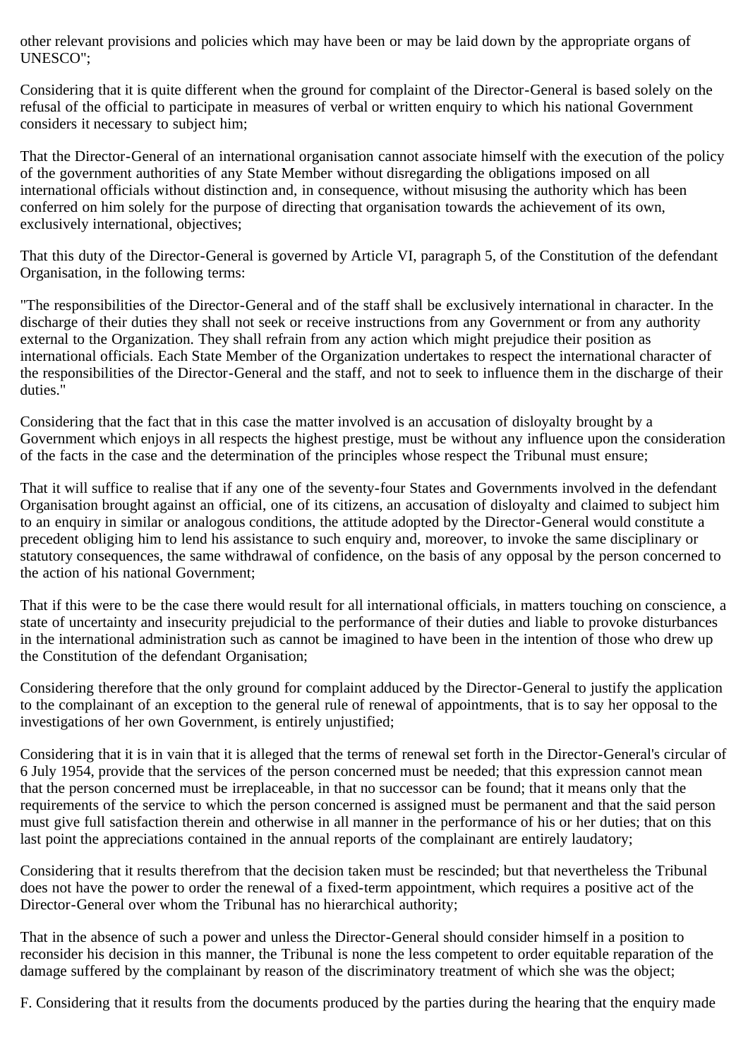other relevant provisions and policies which may have been or may be laid down by the appropriate organs of UNESCO";

Considering that it is quite different when the ground for complaint of the Director-General is based solely on the refusal of the official to participate in measures of verbal or written enquiry to which his national Government considers it necessary to subject him;

That the Director-General of an international organisation cannot associate himself with the execution of the policy of the government authorities of any State Member without disregarding the obligations imposed on all international officials without distinction and, in consequence, without misusing the authority which has been conferred on him solely for the purpose of directing that organisation towards the achievement of its own, exclusively international, objectives;

That this duty of the Director-General is governed by Article VI, paragraph 5, of the Constitution of the defendant Organisation, in the following terms:

"The responsibilities of the Director-General and of the staff shall be exclusively international in character. In the discharge of their duties they shall not seek or receive instructions from any Government or from any authority external to the Organization. They shall refrain from any action which might prejudice their position as international officials. Each State Member of the Organization undertakes to respect the international character of the responsibilities of the Director-General and the staff, and not to seek to influence them in the discharge of their duties."

Considering that the fact that in this case the matter involved is an accusation of disloyalty brought by a Government which enjoys in all respects the highest prestige, must be without any influence upon the consideration of the facts in the case and the determination of the principles whose respect the Tribunal must ensure;

That it will suffice to realise that if any one of the seventy-four States and Governments involved in the defendant Organisation brought against an official, one of its citizens, an accusation of disloyalty and claimed to subject him to an enquiry in similar or analogous conditions, the attitude adopted by the Director-General would constitute a precedent obliging him to lend his assistance to such enquiry and, moreover, to invoke the same disciplinary or statutory consequences, the same withdrawal of confidence, on the basis of any opposal by the person concerned to the action of his national Government;

That if this were to be the case there would result for all international officials, in matters touching on conscience, a state of uncertainty and insecurity prejudicial to the performance of their duties and liable to provoke disturbances in the international administration such as cannot be imagined to have been in the intention of those who drew up the Constitution of the defendant Organisation;

Considering therefore that the only ground for complaint adduced by the Director-General to justify the application to the complainant of an exception to the general rule of renewal of appointments, that is to say her opposal to the investigations of her own Government, is entirely unjustified;

Considering that it is in vain that it is alleged that the terms of renewal set forth in the Director-General's circular of 6 July 1954, provide that the services of the person concerned must be needed; that this expression cannot mean that the person concerned must be irreplaceable, in that no successor can be found; that it means only that the requirements of the service to which the person concerned is assigned must be permanent and that the said person must give full satisfaction therein and otherwise in all manner in the performance of his or her duties; that on this last point the appreciations contained in the annual reports of the complainant are entirely laudatory;

Considering that it results therefrom that the decision taken must be rescinded; but that nevertheless the Tribunal does not have the power to order the renewal of a fixed-term appointment, which requires a positive act of the Director-General over whom the Tribunal has no hierarchical authority;

That in the absence of such a power and unless the Director-General should consider himself in a position to reconsider his decision in this manner, the Tribunal is none the less competent to order equitable reparation of the damage suffered by the complainant by reason of the discriminatory treatment of which she was the object;

F. Considering that it results from the documents produced by the parties during the hearing that the enquiry made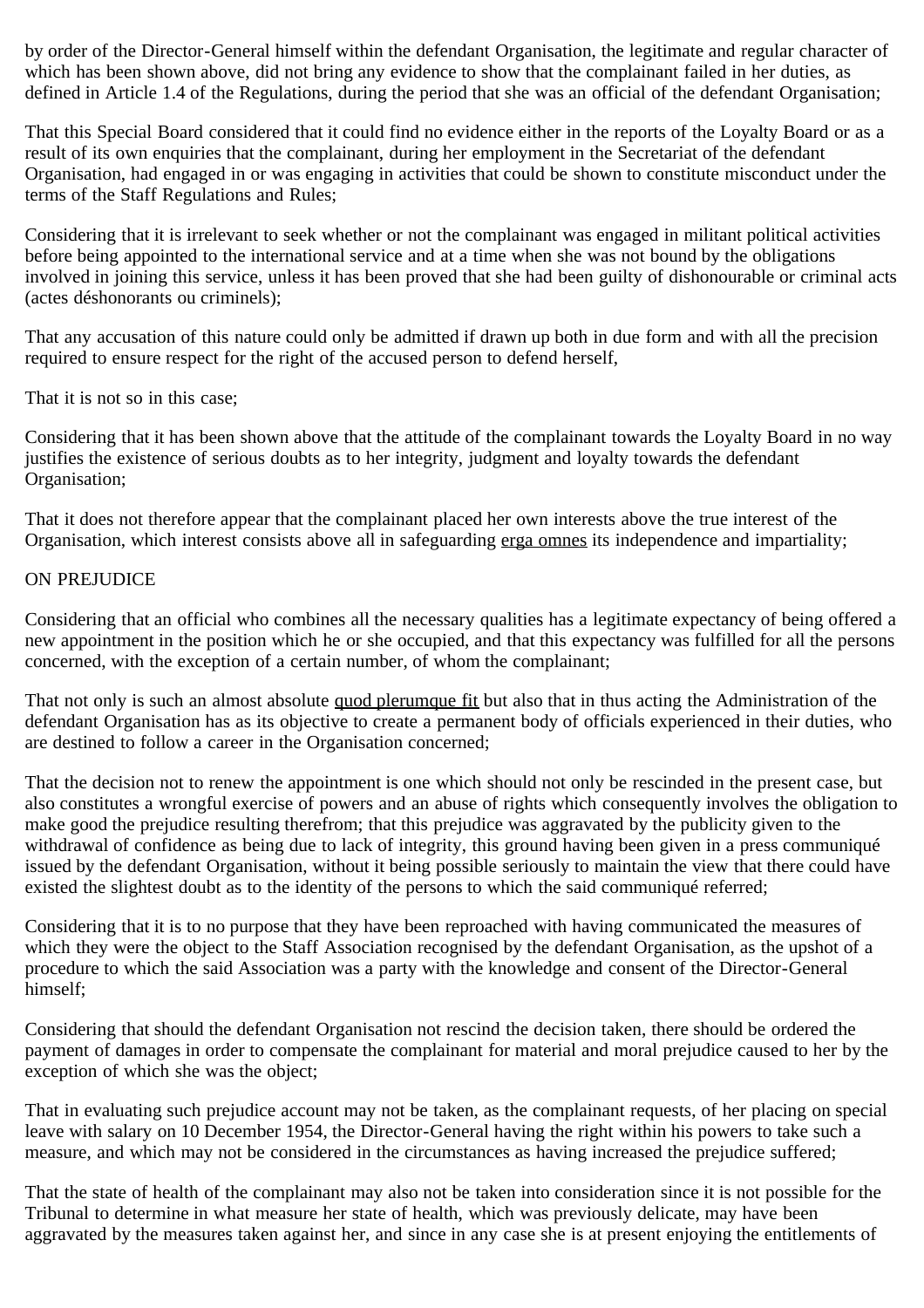by order of the Director-General himself within the defendant Organisation, the legitimate and regular character of which has been shown above, did not bring any evidence to show that the complainant failed in her duties, as defined in Article 1.4 of the Regulations, during the period that she was an official of the defendant Organisation;

That this Special Board considered that it could find no evidence either in the reports of the Loyalty Board or as a result of its own enquiries that the complainant, during her employment in the Secretariat of the defendant Organisation, had engaged in or was engaging in activities that could be shown to constitute misconduct under the terms of the Staff Regulations and Rules;

Considering that it is irrelevant to seek whether or not the complainant was engaged in militant political activities before being appointed to the international service and at a time when she was not bound by the obligations involved in joining this service, unless it has been proved that she had been guilty of dishonourable or criminal acts (actes déshonorants ou criminels);

That any accusation of this nature could only be admitted if drawn up both in due form and with all the precision required to ensure respect for the right of the accused person to defend herself,

That it is not so in this case;

Considering that it has been shown above that the attitude of the complainant towards the Loyalty Board in no way justifies the existence of serious doubts as to her integrity, judgment and loyalty towards the defendant Organisation;

That it does not therefore appear that the complainant placed her own interests above the true interest of the Organisation, which interest consists above all in safeguarding erga omnes its independence and impartiality;

ON PREJUDICE

Considering that an official who combines all the necessary qualities has a legitimate expectancy of being offered a new appointment in the position which he or she occupied, and that this expectancy was fulfilled for all the persons concerned, with the exception of a certain number, of whom the complainant;

That not only is such an almost absolute quod plerumque fit but also that in thus acting the Administration of the defendant Organisation has as its objective to create a permanent body of officials experienced in their duties, who are destined to follow a career in the Organisation concerned;

That the decision not to renew the appointment is one which should not only be rescinded in the present case, but also constitutes a wrongful exercise of powers and an abuse of rights which consequently involves the obligation to make good the prejudice resulting therefrom; that this prejudice was aggravated by the publicity given to the withdrawal of confidence as being due to lack of integrity, this ground having been given in a press communiqué issued by the defendant Organisation, without it being possible seriously to maintain the view that there could have existed the slightest doubt as to the identity of the persons to which the said communiqué referred;

Considering that it is to no purpose that they have been reproached with having communicated the measures of which they were the object to the Staff Association recognised by the defendant Organisation, as the upshot of a procedure to which the said Association was a party with the knowledge and consent of the Director-General himself;

Considering that should the defendant Organisation not rescind the decision taken, there should be ordered the payment of damages in order to compensate the complainant for material and moral prejudice caused to her by the exception of which she was the object;

That in evaluating such prejudice account may not be taken, as the complainant requests, of her placing on special leave with salary on 10 December 1954, the Director-General having the right within his powers to take such a measure, and which may not be considered in the circumstances as having increased the prejudice suffered;

That the state of health of the complainant may also not be taken into consideration since it is not possible for the Tribunal to determine in what measure her state of health, which was previously delicate, may have been aggravated by the measures taken against her, and since in any case she is at present enjoying the entitlements of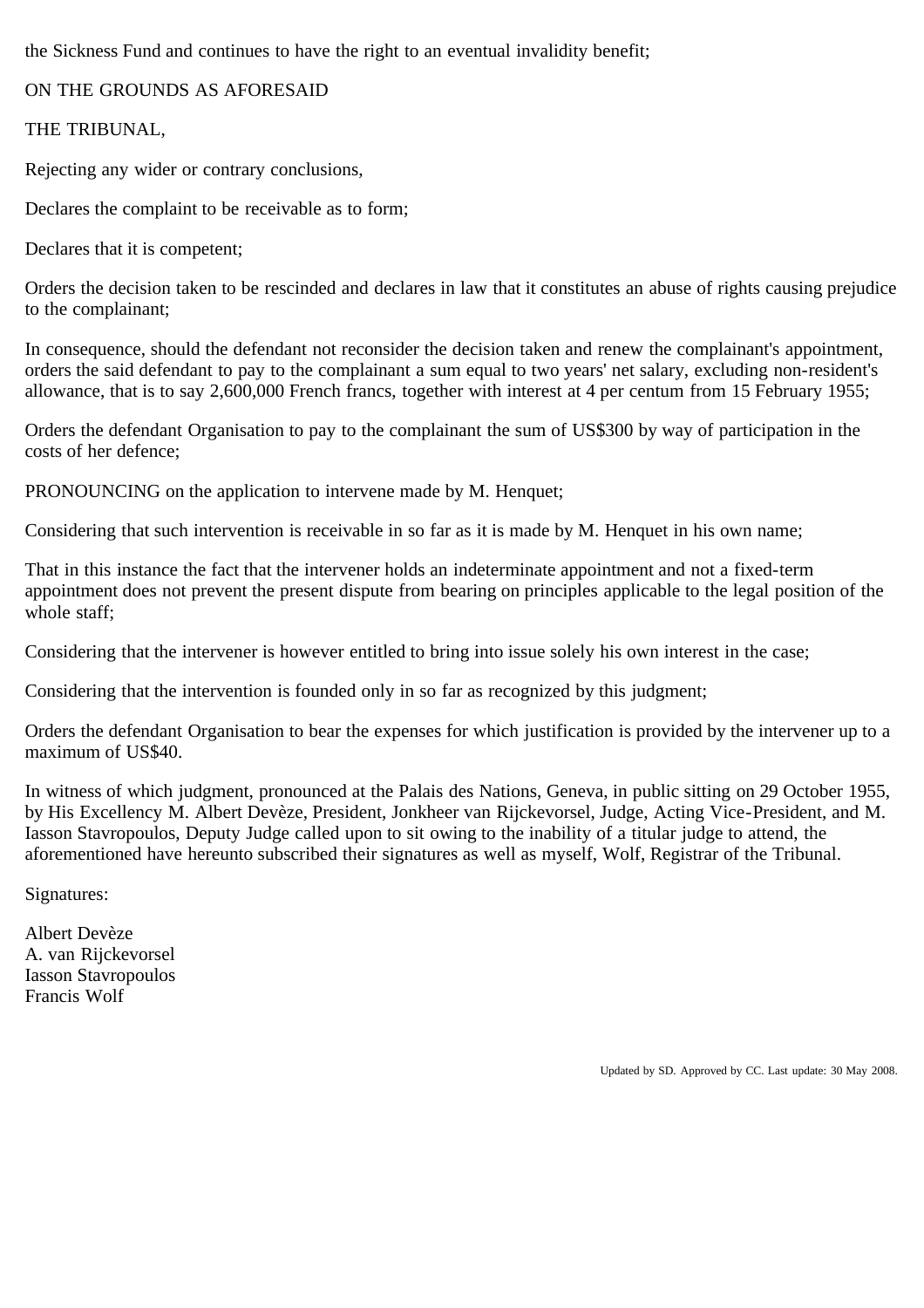the Sickness Fund and continues to have the right to an eventual invalidity benefit;

ON THE GROUNDS AS AFORESAID

THE TRIBUNAL,

Rejecting any wider or contrary conclusions,

Declares the complaint to be receivable as to form;

Declares that it is competent;

Orders the decision taken to be rescinded and declares in law that it constitutes an abuse of rights causing prejudice to the complainant;

In consequence, should the defendant not reconsider the decision taken and renew the complainant's appointment, orders the said defendant to pay to the complainant a sum equal to two years' net salary, excluding non-resident's allowance, that is to say 2,600,000 French francs, together with interest at 4 per centum from 15 February 1955;

Orders the defendant Organisation to pay to the complainant the sum of US$300 by way of participation in the costs of her defence;

PRONOUNCING on the application to intervene made by M. Henquet;

Considering that such intervention is receivable in so far as it is made by M. Henquet in his own name;

That in this instance the fact that the intervener holds an indeterminate appointment and not a fixed-term appointment does not prevent the present dispute from bearing on principles applicable to the legal position of the whole staff;

Considering that the intervener is however entitled to bring into issue solely his own interest in the case;

Considering that the intervention is founded only in so far as recognized by this judgment;

Orders the defendant Organisation to bear the expenses for which justification is provided by the intervener up to a maximum of US$40.

In witness of which judgment, pronounced at the Palais des Nations, Geneva, in public sitting on 29 October 1955, by His Excellency M. Albert Devèze, President, Jonkheer van Rijckevorsel, Judge, Acting Vice-President, and M. Iasson Stavropoulos, Deputy Judge called upon to sit owing to the inability of a titular judge to attend, the aforementioned have hereunto subscribed their signatures as well as myself, Wolf, Registrar of the Tribunal.

Signatures:

Albert Devèze  
A. van Rijckevorsel  
Iasson Stavropoulos  
Francis Wolf

Updated by SD. Approved by CC. Last update: 30 May 2008.